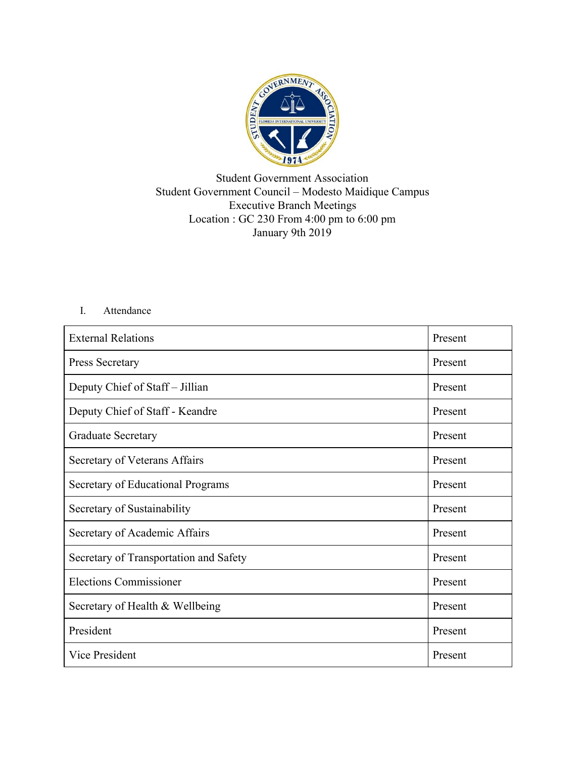Student Government Association
Student Government Council – Modesto Maidique Campus
Executive Branch Meetings
Location : GC 230 From 4:00 pm to 6:00 pm
January 9th 2019

I. Attendance

| External Relations | Present |
|---|---|
| Press Secretary | Present |
| Deputy Chief of Staff – Jillian | Present |
| Deputy Chief of Staff - Keandre | Present |
| Graduate Secretary | Present |
| Secretary of Veterans Affairs | Present |
| Secretary of Educational Programs | Present |
| Secretary of Sustainability | Present |
| Secretary of Academic Affairs | Present |
| Secretary of Transportation and Safety | Present |
| Elections Commissioner | Present |
| Secretary of Health & Wellbeing | Present |
| President | Present |
| Vice President | Present |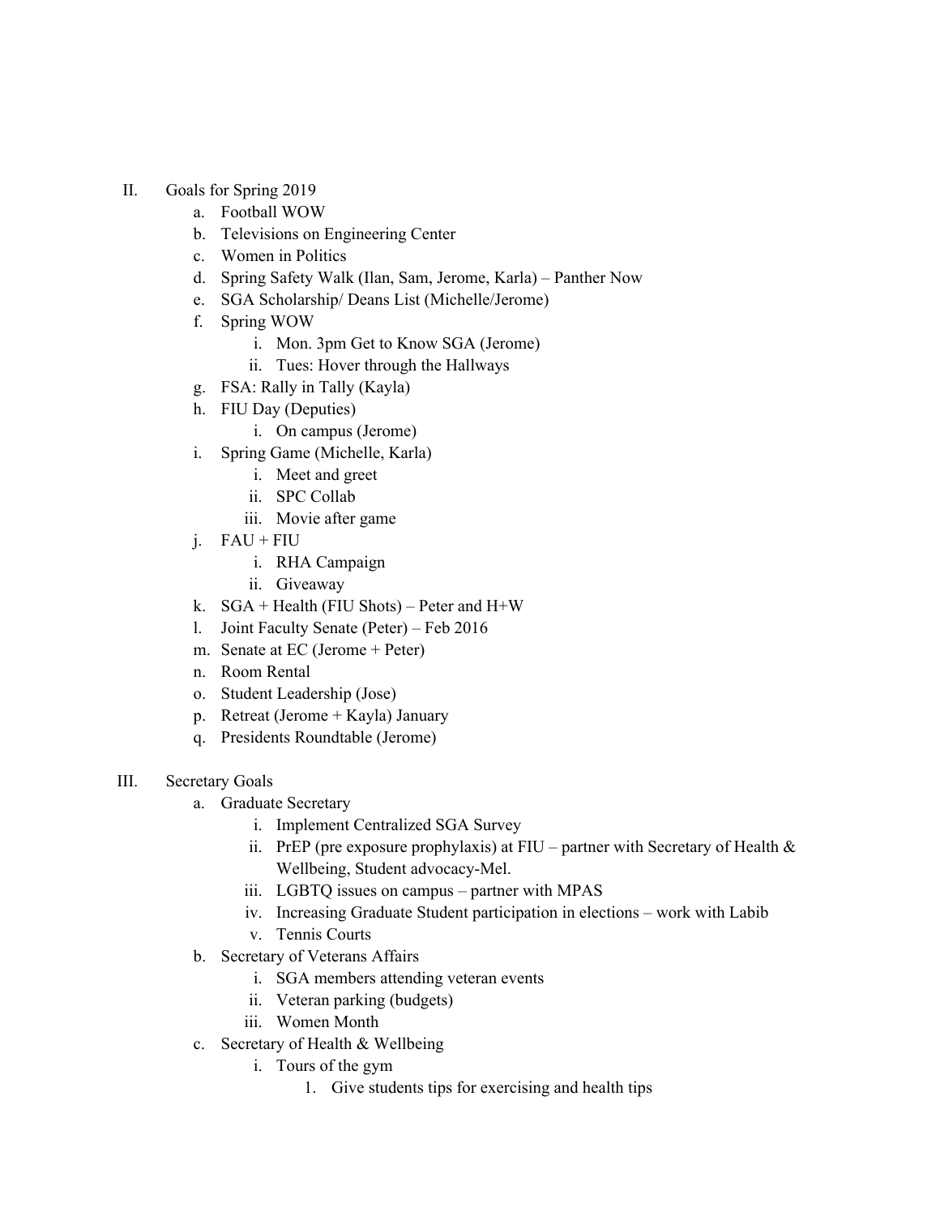II. Goals for Spring 2019
   a. Football WOW
   b. Televisions on Engineering Center
   c. Women in Politics
   d. Spring Safety Walk (Ilan, Sam, Jerome, Karla) – Panther Now
   e. SGA Scholarship/ Deans List (Michelle/Jerome)
   f. Spring WOW
      i. Mon. 3pm Get to Know SGA (Jerome)
      ii. Tues: Hover through the Hallways
   g. FSA: Rally in Tally (Kayla)
   h. FIU Day (Deputies)
      i. On campus (Jerome)
   i. Spring Game (Michelle, Karla)
      i. Meet and greet
      ii. SPC Collab
      iii. Movie after game
   j. FAU + FIU
      i. RHA Campaign
      ii. Giveaway
   k. SGA + Health (FIU Shots) – Peter and H+W
   l. Joint Faculty Senate (Peter) – Feb 2016
   m. Senate at EC (Jerome + Peter)
   n. Room Rental
   o. Student Leadership (Jose)
   p. Retreat (Jerome + Kayla) January
   q. Presidents Roundtable (Jerome)

III. Secretary Goals
   a. Graduate Secretary
      i. Implement Centralized SGA Survey
      ii. PrEP (pre exposure prophylaxis) at FIU – partner with Secretary of Health & Wellbeing, Student advocacy-Mel.
      iii. LGBTQ issues on campus – partner with MPAS
      iv. Increasing Graduate Student participation in elections – work with Labib
      v. Tennis Courts
   b. Secretary of Veterans Affairs
      i. SGA members attending veteran events
      ii. Veteran parking (budgets)
      iii. Women Month
   c. Secretary of Health & Wellbeing
      i. Tours of the gym
         1. Give students tips for exercising and health tips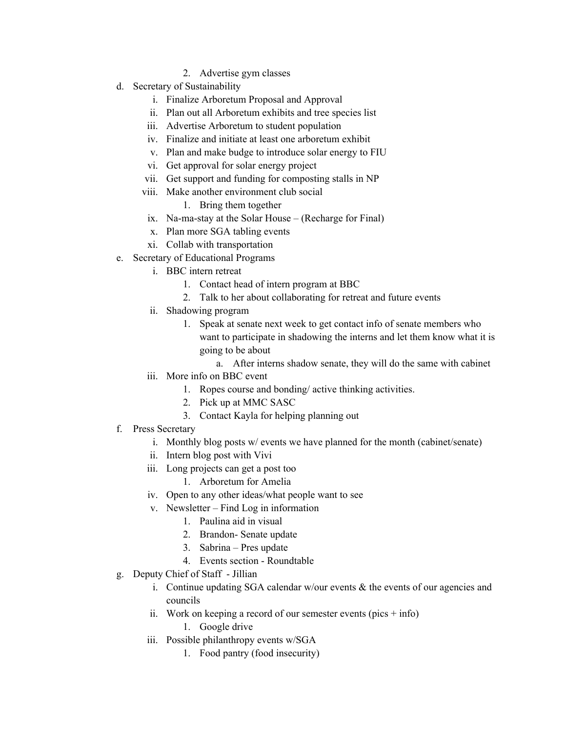2. Advertise gym classes

d. Secretary of Sustainability
    i. Finalize Arboretum Proposal and Approval
    ii. Plan out all Arboretum exhibits and tree species list
    iii. Advertise Arboretum to student population
    iv. Finalize and initiate at least one arboretum exhibit
    v. Plan and make budge to introduce solar energy to FIU
    vi. Get approval for solar energy project
    vii. Get support and funding for composting stalls in NP
    viii. Make another environment club social
        1. Bring them together
    ix. Na-ma-stay at the Solar House – (Recharge for Final)
    x. Plan more SGA tabling events
    xi. Collab with transportation

e. Secretary of Educational Programs
    i. BBC intern retreat
        1. Contact head of intern program at BBC
        2. Talk to her about collaborating for retreat and future events
    ii. Shadowing program
        1. Speak at senate next week to get contact info of senate members who want to participate in shadowing the interns and let them know what it is going to be about
            a. After interns shadow senate, they will do the same with cabinet
    iii. More info on BBC event
        1. Ropes course and bonding/ active thinking activities.
        2. Pick up at MMC SASC
        3. Contact Kayla for helping planning out

f. Press Secretary
    i. Monthly blog posts w/ events we have planned for the month (cabinet/senate)
    ii. Intern blog post with Vivi
    iii. Long projects can get a post too
        1. Arboretum for Amelia
    iv. Open to any other ideas/what people want to see
    v. Newsletter – Find Log in information
        1. Paulina aid in visual
        2. Brandon- Senate update
        3. Sabrina – Pres update
        4. Events section - Roundtable

g. Deputy Chief of Staff - Jillian
    i. Continue updating SGA calendar w/our events & the events of our agencies and councils
    ii. Work on keeping a record of our semester events (pics + info)
        1. Google drive
    iii. Possible philanthropy events w/SGA
        1. Food pantry (food insecurity)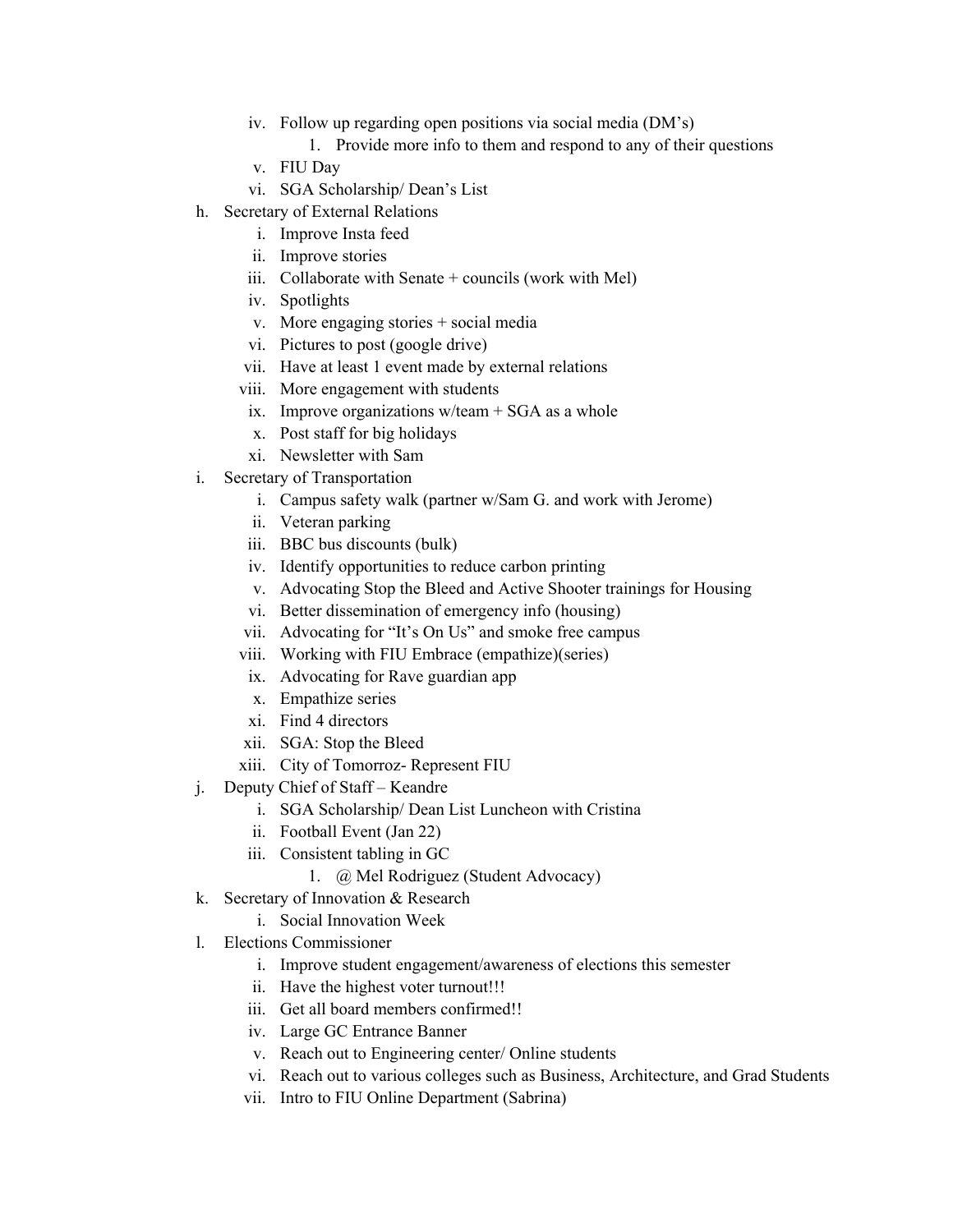iv. Follow up regarding open positions via social media (DM's)
        1. Provide more info to them and respond to any of their questions
    v. FIU Day
    vi. SGA Scholarship/ Dean's List

h. Secretary of External Relations
    i. Improve Insta feed
    ii. Improve stories
    iii. Collaborate with Senate + councils (work with Mel)
    iv. Spotlights
    v. More engaging stories + social media
    vi. Pictures to post (google drive)
    vii. Have at least 1 event made by external relations
    viii. More engagement with students
    ix. Improve organizations w/team + SGA as a whole
    x. Post staff for big holidays
    xi. Newsletter with Sam

i. Secretary of Transportation
    i. Campus safety walk (partner w/Sam G. and work with Jerome)
    ii. Veteran parking
    iii. BBC bus discounts (bulk)
    iv. Identify opportunities to reduce carbon printing
    v. Advocating Stop the Bleed and Active Shooter trainings for Housing
    vi. Better dissemination of emergency info (housing)
    vii. Advocating for "It's On Us" and smoke free campus
    viii. Working with FIU Embrace (empathize)(series)
    ix. Advocating for Rave guardian app
    x. Empathize series
    xi. Find 4 directors
    xii. SGA: Stop the Bleed
    xiii. City of Tomorroz- Represent FIU

j. Deputy Chief of Staff – Keandre
    i. SGA Scholarship/ Dean List Luncheon with Cristina
    ii. Football Event (Jan 22)
    iii. Consistent tabling in GC
        1. @ Mel Rodriguez (Student Advocacy)

k. Secretary of Innovation & Research
    i. Social Innovation Week

l. Elections Commissioner
    i. Improve student engagement/awareness of elections this semester
    ii. Have the highest voter turnout!!!
    iii. Get all board members confirmed!!
    iv. Large GC Entrance Banner
    v. Reach out to Engineering center/ Online students
    vi. Reach out to various colleges such as Business, Architecture, and Grad Students
    vii. Intro to FIU Online Department (Sabrina)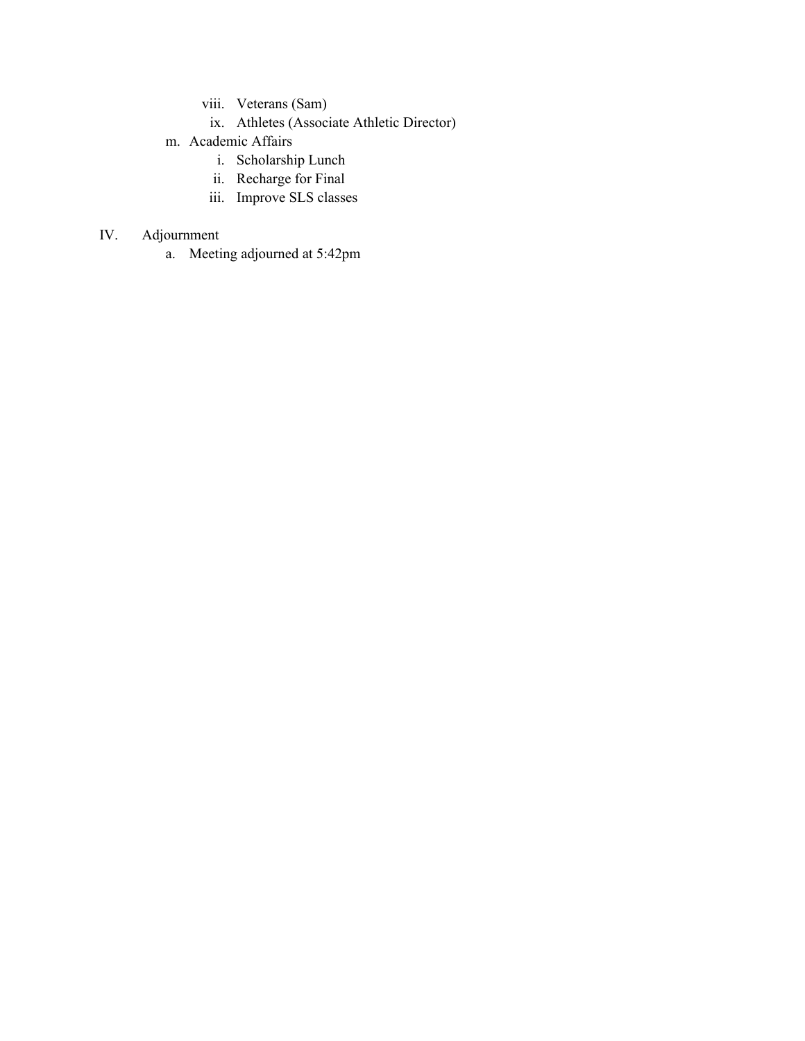viii. Veterans (Sam)
ix. Athletes (Associate Athletic Director)

m. Academic Affairs
   i. Scholarship Lunch
   ii. Recharge for Final
   iii. Improve SLS classes

IV. Adjournment
   a. Meeting adjourned at 5:42pm